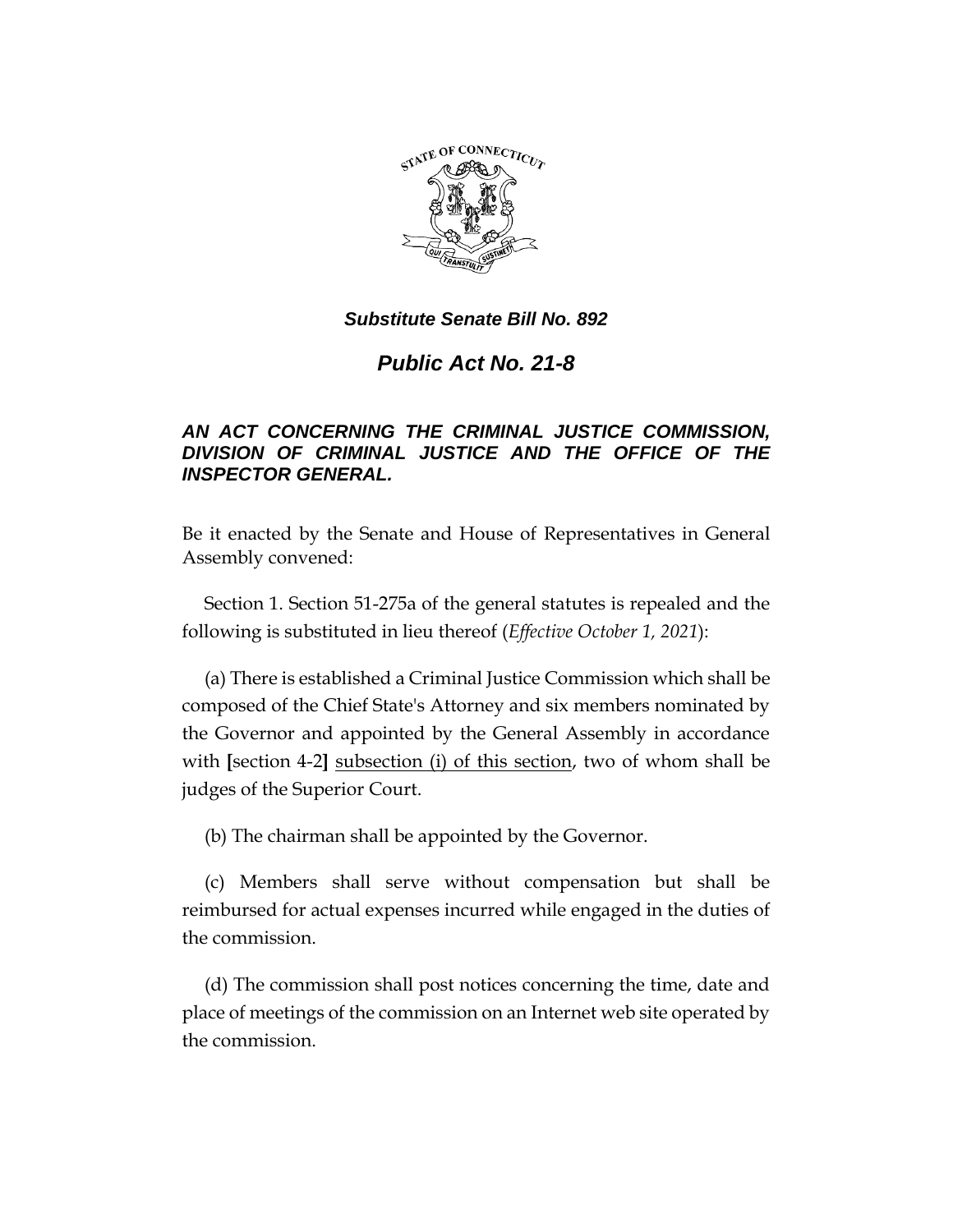***Substitute Senate Bill No. 892***

# ***Public Act No. 21-8***

***AN ACT CONCERNING THE CRIMINAL JUSTICE COMMISSION, DIVISION OF CRIMINAL JUSTICE AND THE OFFICE OF THE INSPECTOR GENERAL.***

Be it enacted by the Senate and House of Representatives in General Assembly convened:

Section 1. Section 51-275a of the general statutes is repealed and the following is substituted in lieu thereof (*Effective October 1, 2021*):

(a) There is established a Criminal Justice Commission which shall be composed of the Chief State's Attorney and six members nominated by the Governor and appointed by the General Assembly in accordance with **[**section 4-2**]** <u>subsection (i) of this section</u>, two of whom shall be judges of the Superior Court.

(b) The chairman shall be appointed by the Governor.

(c) Members shall serve without compensation but shall be reimbursed for actual expenses incurred while engaged in the duties of the commission.

(d) The commission shall post notices concerning the time, date and place of meetings of the commission on an Internet web site operated by the commission.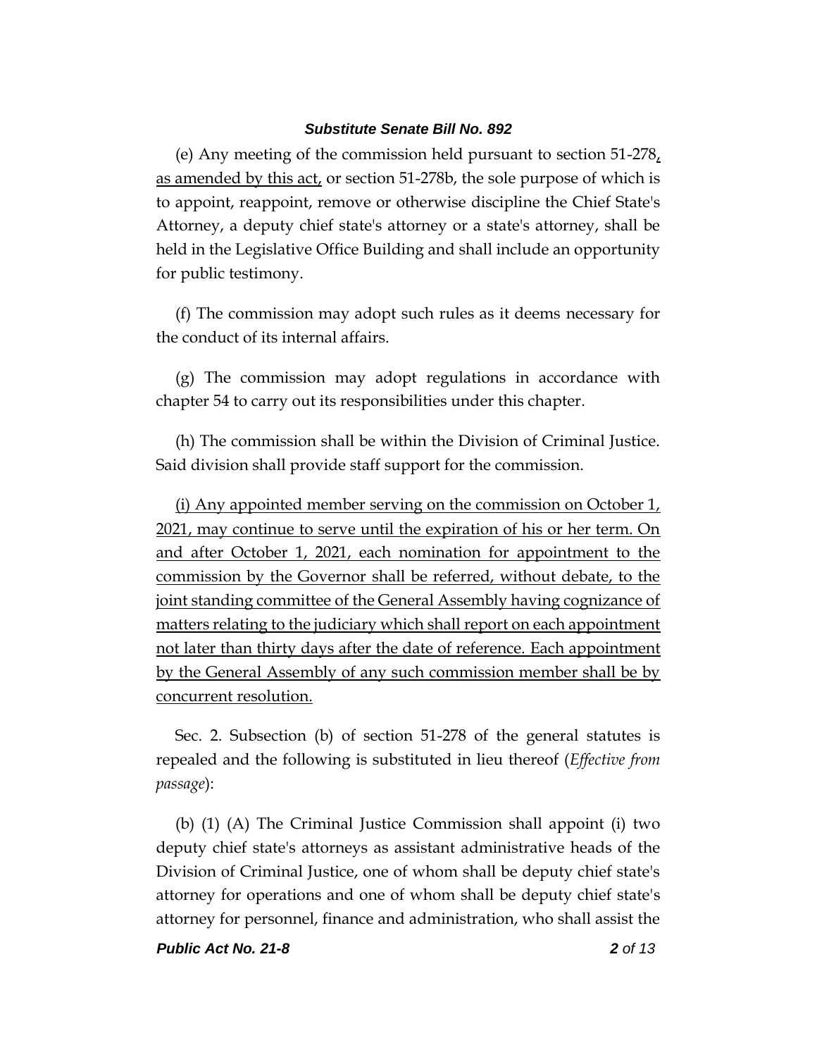(e) Any meeting of the commission held pursuant to section 51-278, as amended by this act, or section 51-278b, the sole purpose of which is to appoint, reappoint, remove or otherwise discipline the Chief State's Attorney, a deputy chief state's attorney or a state's attorney, shall be held in the Legislative Office Building and shall include an opportunity for public testimony.

(f) The commission may adopt such rules as it deems necessary for the conduct of its internal affairs.

(g) The commission may adopt regulations in accordance with chapter 54 to carry out its responsibilities under this chapter.

(h) The commission shall be within the Division of Criminal Justice. Said division shall provide staff support for the commission.

(i) Any appointed member serving on the commission on October 1, 2021, may continue to serve until the expiration of his or her term. On and after October 1, 2021, each nomination for appointment to the commission by the Governor shall be referred, without debate, to the joint standing committee of the General Assembly having cognizance of matters relating to the judiciary which shall report on each appointment not later than thirty days after the date of reference. Each appointment by the General Assembly of any such commission member shall be by concurrent resolution.

Sec. 2. Subsection (b) of section 51-278 of the general statutes is repealed and the following is substituted in lieu thereof (*Effective from passage*):

(b) (1) (A) The Criminal Justice Commission shall appoint (i) two deputy chief state's attorneys as assistant administrative heads of the Division of Criminal Justice, one of whom shall be deputy chief state's attorney for operations and one of whom shall be deputy chief state's attorney for personnel, finance and administration, who shall assist the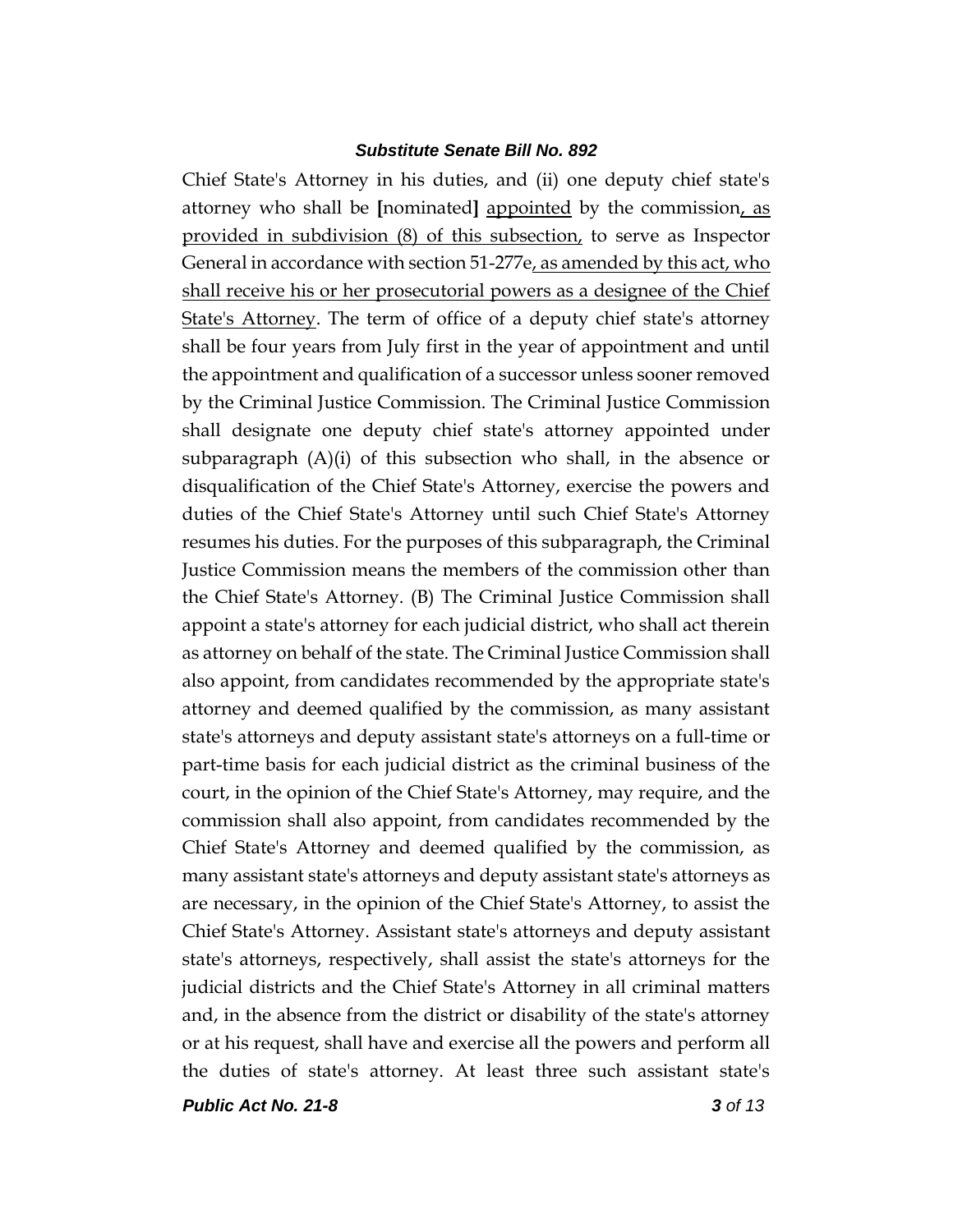Chief State's Attorney in his duties, and (ii) one deputy chief state's attorney who shall be [nominated] <u>appointed</u> by the commission<u>, as provided in subdivision (8) of this subsection,</u> to serve as Inspector General in accordance with section 51-277e<u>, as amended by this act, who shall receive his or her prosecutorial powers as a designee of the Chief State's Attorney</u>. The term of office of a deputy chief state's attorney shall be four years from July first in the year of appointment and until the appointment and qualification of a successor unless sooner removed by the Criminal Justice Commission. The Criminal Justice Commission shall designate one deputy chief state's attorney appointed under subparagraph (A)(i) of this subsection who shall, in the absence or disqualification of the Chief State's Attorney, exercise the powers and duties of the Chief State's Attorney until such Chief State's Attorney resumes his duties. For the purposes of this subparagraph, the Criminal Justice Commission means the members of the commission other than the Chief State's Attorney. (B) The Criminal Justice Commission shall appoint a state's attorney for each judicial district, who shall act therein as attorney on behalf of the state. The Criminal Justice Commission shall also appoint, from candidates recommended by the appropriate state's attorney and deemed qualified by the commission, as many assistant state's attorneys and deputy assistant state's attorneys on a full-time or part-time basis for each judicial district as the criminal business of the court, in the opinion of the Chief State's Attorney, may require, and the commission shall also appoint, from candidates recommended by the Chief State's Attorney and deemed qualified by the commission, as many assistant state's attorneys and deputy assistant state's attorneys as are necessary, in the opinion of the Chief State's Attorney, to assist the Chief State's Attorney. Assistant state's attorneys and deputy assistant state's attorneys, respectively, shall assist the state's attorneys for the judicial districts and the Chief State's Attorney in all criminal matters and, in the absence from the district or disability of the state's attorney or at his request, shall have and exercise all the powers and perform all the duties of state's attorney. At least three such assistant state's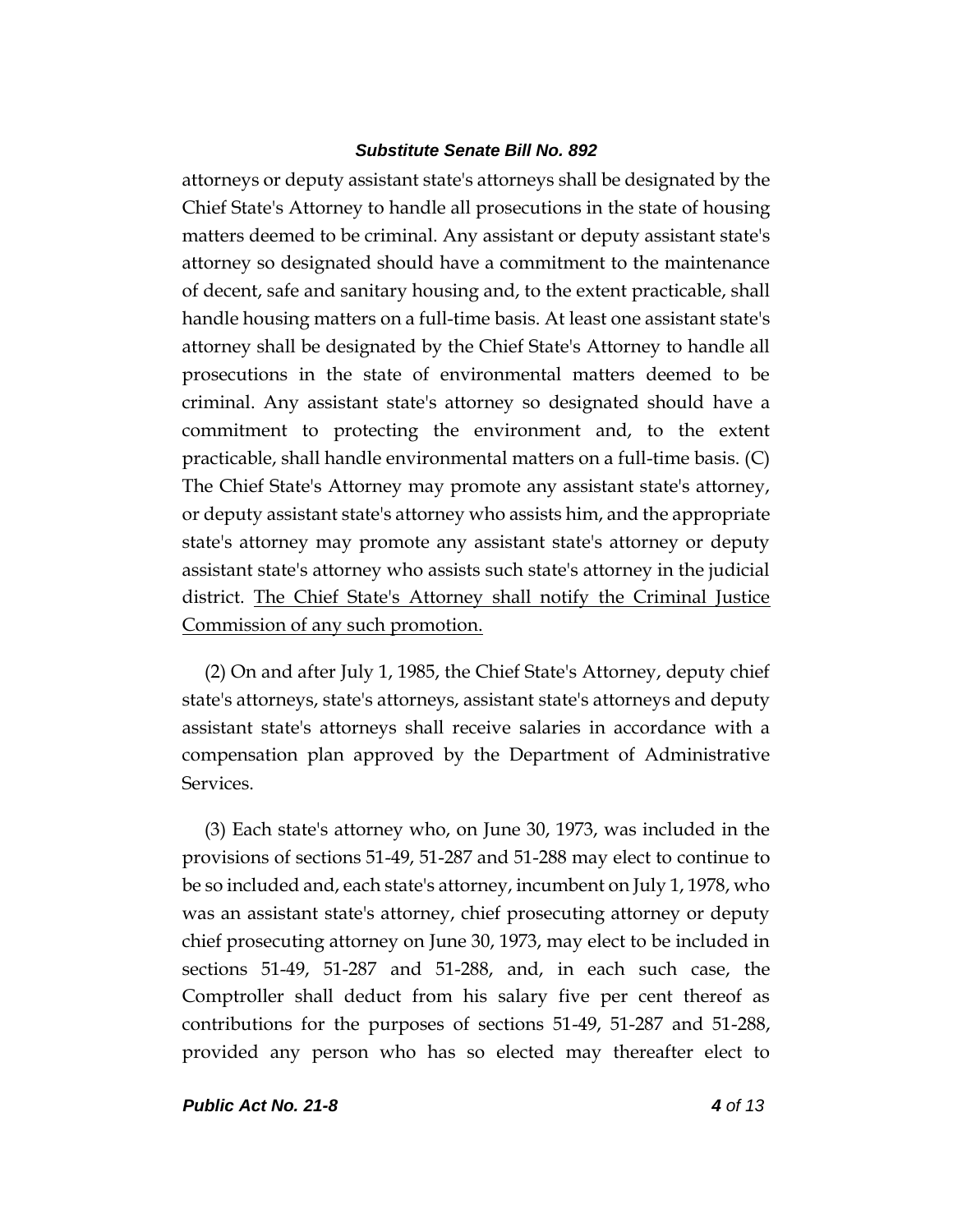attorneys or deputy assistant state's attorneys shall be designated by the Chief State's Attorney to handle all prosecutions in the state of housing matters deemed to be criminal. Any assistant or deputy assistant state's attorney so designated should have a commitment to the maintenance of decent, safe and sanitary housing and, to the extent practicable, shall handle housing matters on a full-time basis. At least one assistant state's attorney shall be designated by the Chief State's Attorney to handle all prosecutions in the state of environmental matters deemed to be criminal. Any assistant state's attorney so designated should have a commitment to protecting the environment and, to the extent practicable, shall handle environmental matters on a full-time basis. (C) The Chief State's Attorney may promote any assistant state's attorney, or deputy assistant state's attorney who assists him, and the appropriate state's attorney may promote any assistant state's attorney or deputy assistant state's attorney who assists such state's attorney in the judicial district. <u>The Chief State's Attorney shall notify the Criminal Justice Commission of any such promotion.</u>

(2) On and after July 1, 1985, the Chief State's Attorney, deputy chief state's attorneys, state's attorneys, assistant state's attorneys and deputy assistant state's attorneys shall receive salaries in accordance with a compensation plan approved by the Department of Administrative Services.

(3) Each state's attorney who, on June 30, 1973, was included in the provisions of sections 51-49, 51-287 and 51-288 may elect to continue to be so included and, each state's attorney, incumbent on July 1, 1978, who was an assistant state's attorney, chief prosecuting attorney or deputy chief prosecuting attorney on June 30, 1973, may elect to be included in sections 51-49, 51-287 and 51-288, and, in each such case, the Comptroller shall deduct from his salary five per cent thereof as contributions for the purposes of sections 51-49, 51-287 and 51-288, provided any person who has so elected may thereafter elect to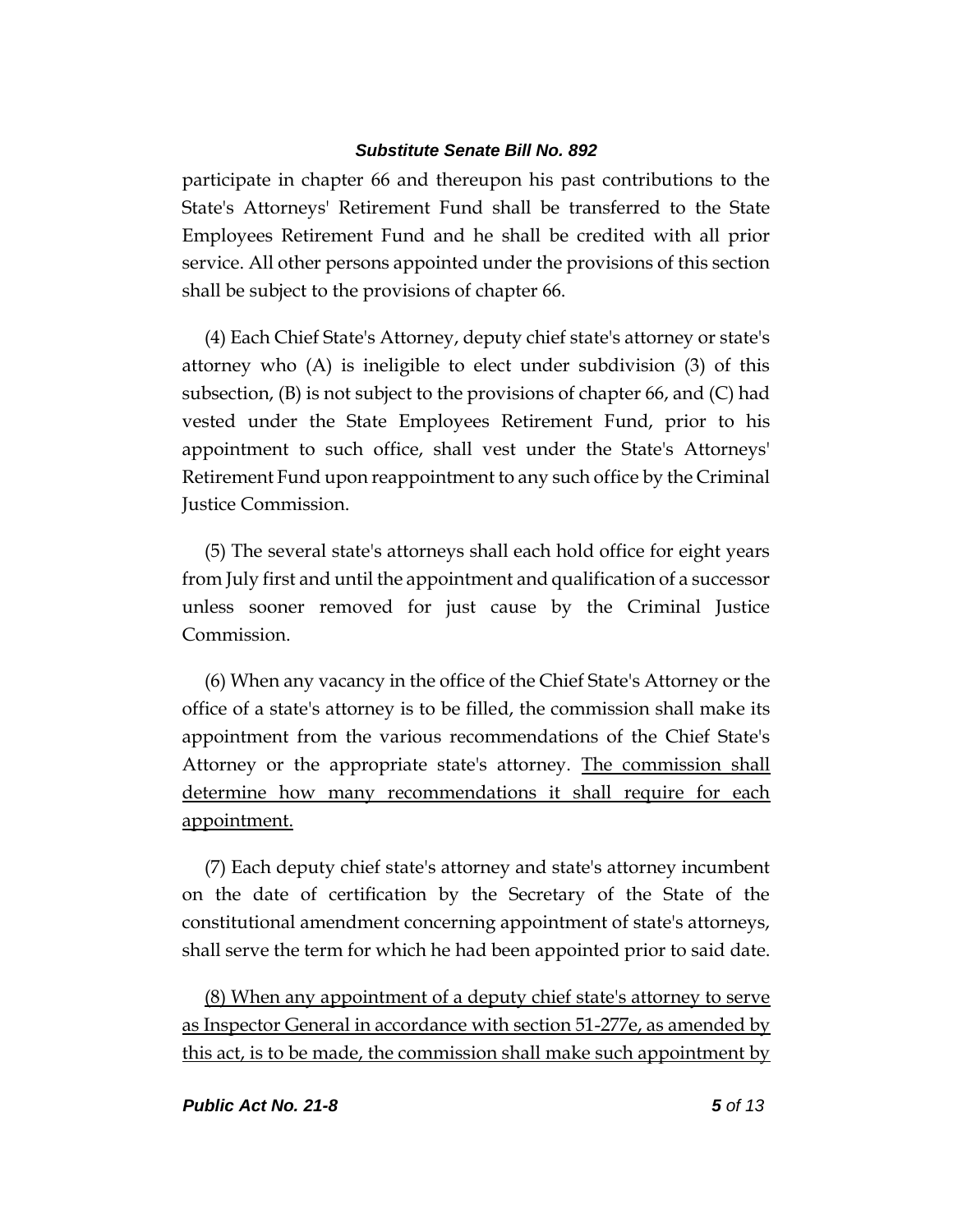participate in chapter 66 and thereupon his past contributions to the State's Attorneys' Retirement Fund shall be transferred to the State Employees Retirement Fund and he shall be credited with all prior service. All other persons appointed under the provisions of this section shall be subject to the provisions of chapter 66.

(4) Each Chief State's Attorney, deputy chief state's attorney or state's attorney who (A) is ineligible to elect under subdivision (3) of this subsection, (B) is not subject to the provisions of chapter 66, and (C) had vested under the State Employees Retirement Fund, prior to his appointment to such office, shall vest under the State's Attorneys' Retirement Fund upon reappointment to any such office by the Criminal Justice Commission.

(5) The several state's attorneys shall each hold office for eight years from July first and until the appointment and qualification of a successor unless sooner removed for just cause by the Criminal Justice Commission.

(6) When any vacancy in the office of the Chief State's Attorney or the office of a state's attorney is to be filled, the commission shall make its appointment from the various recommendations of the Chief State's Attorney or the appropriate state's attorney. <u>The commission shall determine how many recommendations it shall require for each appointment.</u>

(7) Each deputy chief state's attorney and state's attorney incumbent on the date of certification by the Secretary of the State of the constitutional amendment concerning appointment of state's attorneys, shall serve the term for which he had been appointed prior to said date.

<u>(8) When any appointment of a deputy chief state's attorney to serve as Inspector General in accordance with section 51-277e, as amended by this act, is to be made, the commission shall make such appointment by</u>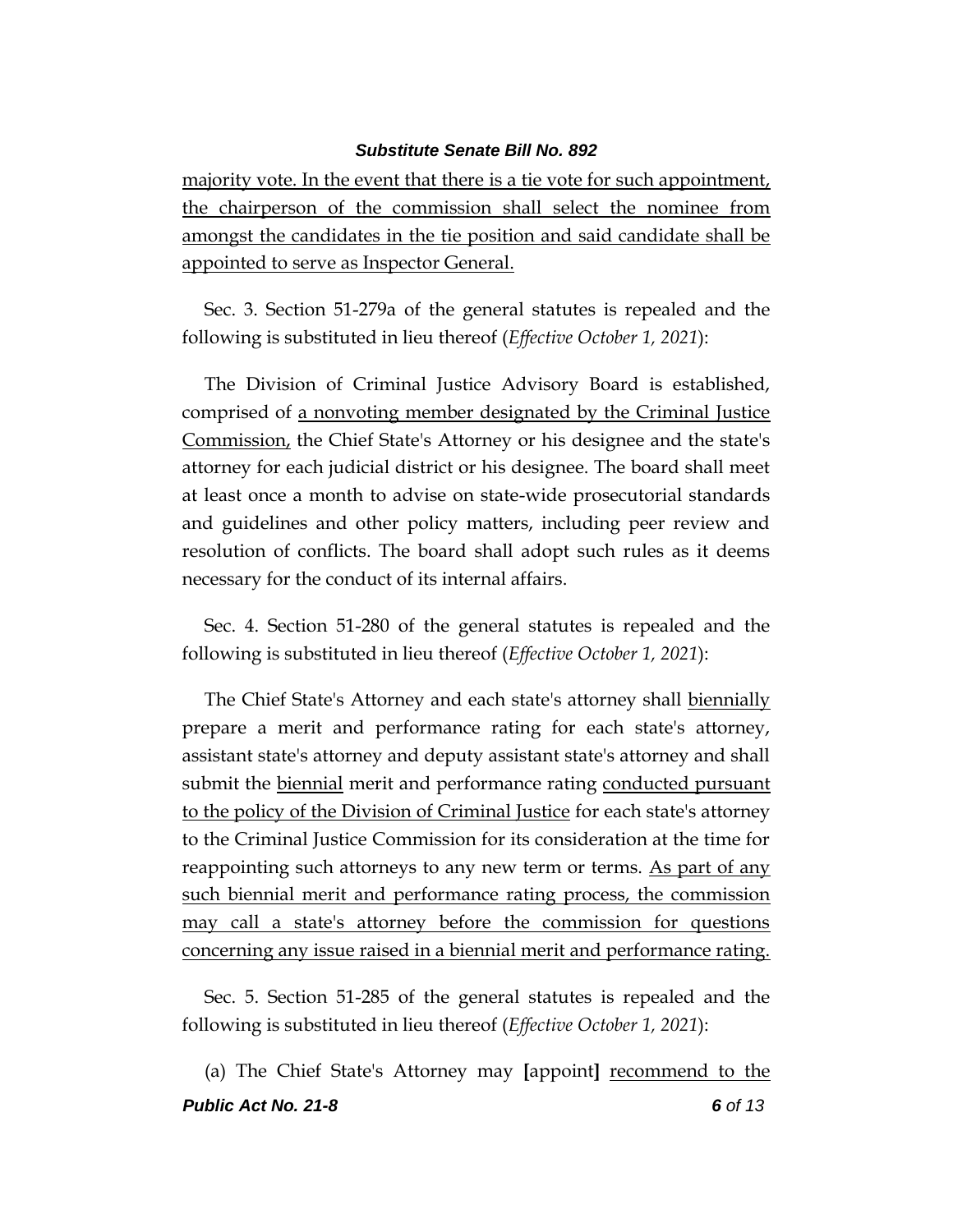majority vote. In the event that there is a tie vote for such appointment, the chairperson of the commission shall select the nominee from amongst the candidates in the tie position and said candidate shall be appointed to serve as Inspector General.

Sec. 3. Section 51-279a of the general statutes is repealed and the following is substituted in lieu thereof (*Effective October 1, 2021*):

The Division of Criminal Justice Advisory Board is established, comprised of a nonvoting member designated by the Criminal Justice Commission, the Chief State's Attorney or his designee and the state's attorney for each judicial district or his designee. The board shall meet at least once a month to advise on state-wide prosecutorial standards and guidelines and other policy matters, including peer review and resolution of conflicts. The board shall adopt such rules as it deems necessary for the conduct of its internal affairs.

Sec. 4. Section 51-280 of the general statutes is repealed and the following is substituted in lieu thereof (*Effective October 1, 2021*):

The Chief State's Attorney and each state's attorney shall biennially prepare a merit and performance rating for each state's attorney, assistant state's attorney and deputy assistant state's attorney and shall submit the biennial merit and performance rating conducted pursuant to the policy of the Division of Criminal Justice for each state's attorney to the Criminal Justice Commission for its consideration at the time for reappointing such attorneys to any new term or terms. As part of any such biennial merit and performance rating process, the commission may call a state's attorney before the commission for questions concerning any issue raised in a biennial merit and performance rating.

Sec. 5. Section 51-285 of the general statutes is repealed and the following is substituted in lieu thereof (*Effective October 1, 2021*):

(a) The Chief State's Attorney may **[**appoint**]** recommend to the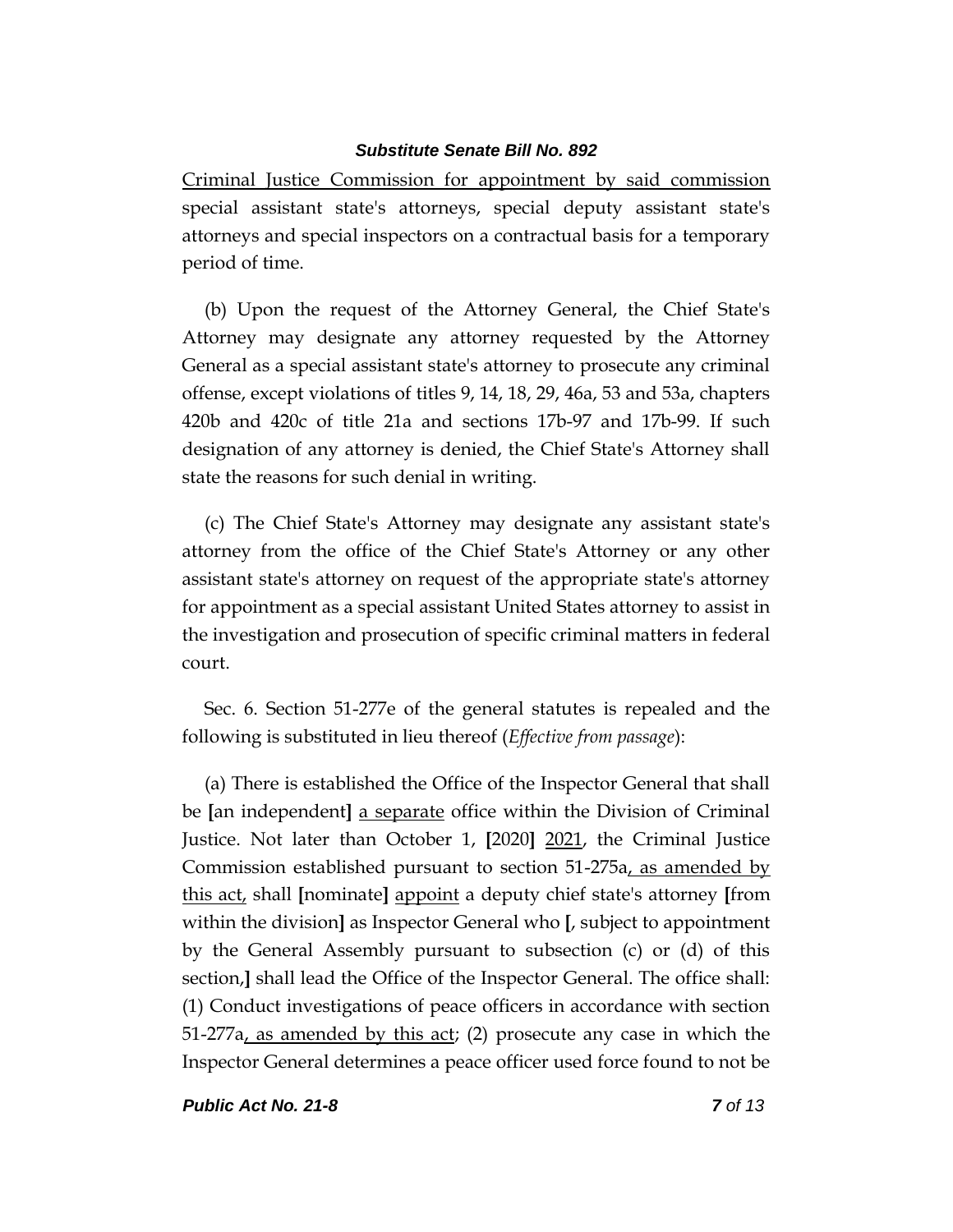Criminal Justice Commission for appointment by said commission special assistant state's attorneys, special deputy assistant state's attorneys and special inspectors on a contractual basis for a temporary period of time.

(b) Upon the request of the Attorney General, the Chief State's Attorney may designate any attorney requested by the Attorney General as a special assistant state's attorney to prosecute any criminal offense, except violations of titles 9, 14, 18, 29, 46a, 53 and 53a, chapters 420b and 420c of title 21a and sections 17b-97 and 17b-99. If such designation of any attorney is denied, the Chief State's Attorney shall state the reasons for such denial in writing.

(c) The Chief State's Attorney may designate any assistant state's attorney from the office of the Chief State's Attorney or any other assistant state's attorney on request of the appropriate state's attorney for appointment as a special assistant United States attorney to assist in the investigation and prosecution of specific criminal matters in federal court.

Sec. 6. Section 51-277e of the general statutes is repealed and the following is substituted in lieu thereof (*Effective from passage*):

(a) There is established the Office of the Inspector General that shall be [an independent] <u>a separate</u> office within the Division of Criminal Justice. Not later than October 1, [2020] <u>2021</u>, the Criminal Justice Commission established pursuant to section 51-275a<u>, as amended by this act,</u> shall [nominate] <u>appoint</u> a deputy chief state's attorney [from within the division] as Inspector General who [, subject to appointment by the General Assembly pursuant to subsection (c) or (d) of this section,] shall lead the Office of the Inspector General. The office shall: (1) Conduct investigations of peace officers in accordance with section 51-277a<u>, as amended by this act</u>; (2) prosecute any case in which the Inspector General determines a peace officer used force found to not be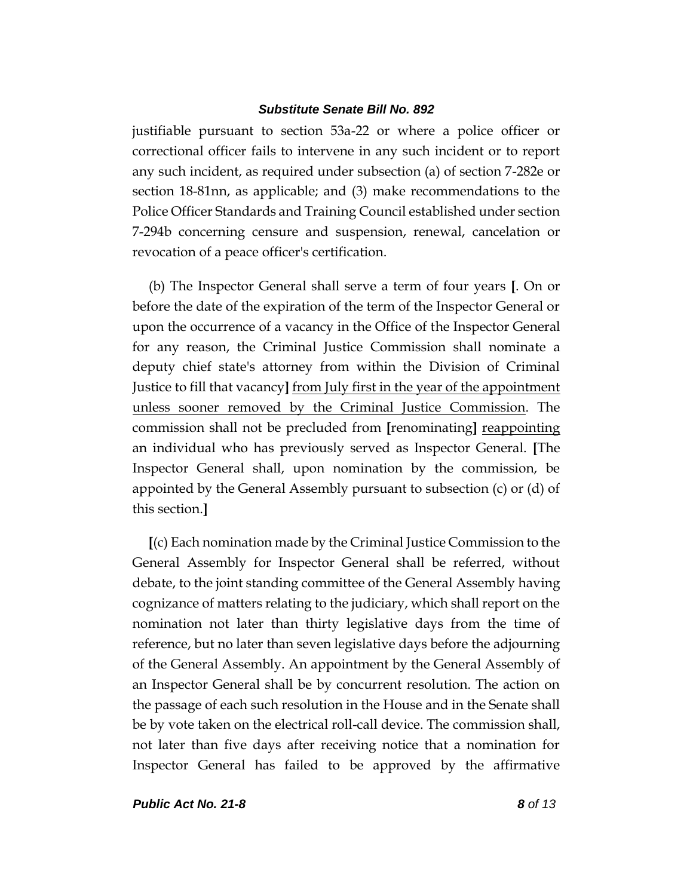justifiable pursuant to section 53a-22 or where a police officer or correctional officer fails to intervene in any such incident or to report any such incident, as required under subsection (a) of section 7-282e or section 18-81nn, as applicable; and (3) make recommendations to the Police Officer Standards and Training Council established under section 7-294b concerning censure and suspension, renewal, cancelation or revocation of a peace officer's certification.

(b) The Inspector General shall serve a term of four years **[**. On or before the date of the expiration of the term of the Inspector General or upon the occurrence of a vacancy in the Office of the Inspector General for any reason, the Criminal Justice Commission shall nominate a deputy chief state's attorney from within the Division of Criminal Justice to fill that vacancy**]** <u>from July first in the year of the appointment unless sooner removed by the Criminal Justice Commission</u>. The commission shall not be precluded from **[**renominating**]** <u>reappointing</u> an individual who has previously served as Inspector General. **[**The Inspector General shall, upon nomination by the commission, be appointed by the General Assembly pursuant to subsection (c) or (d) of this section.**]**

**[**(c) Each nomination made by the Criminal Justice Commission to the General Assembly for Inspector General shall be referred, without debate, to the joint standing committee of the General Assembly having cognizance of matters relating to the judiciary, which shall report on the nomination not later than thirty legislative days from the time of reference, but no later than seven legislative days before the adjourning of the General Assembly. An appointment by the General Assembly of an Inspector General shall be by concurrent resolution. The action on the passage of each such resolution in the House and in the Senate shall be by vote taken on the electrical roll-call device. The commission shall, not later than five days after receiving notice that a nomination for Inspector General has failed to be approved by the affirmative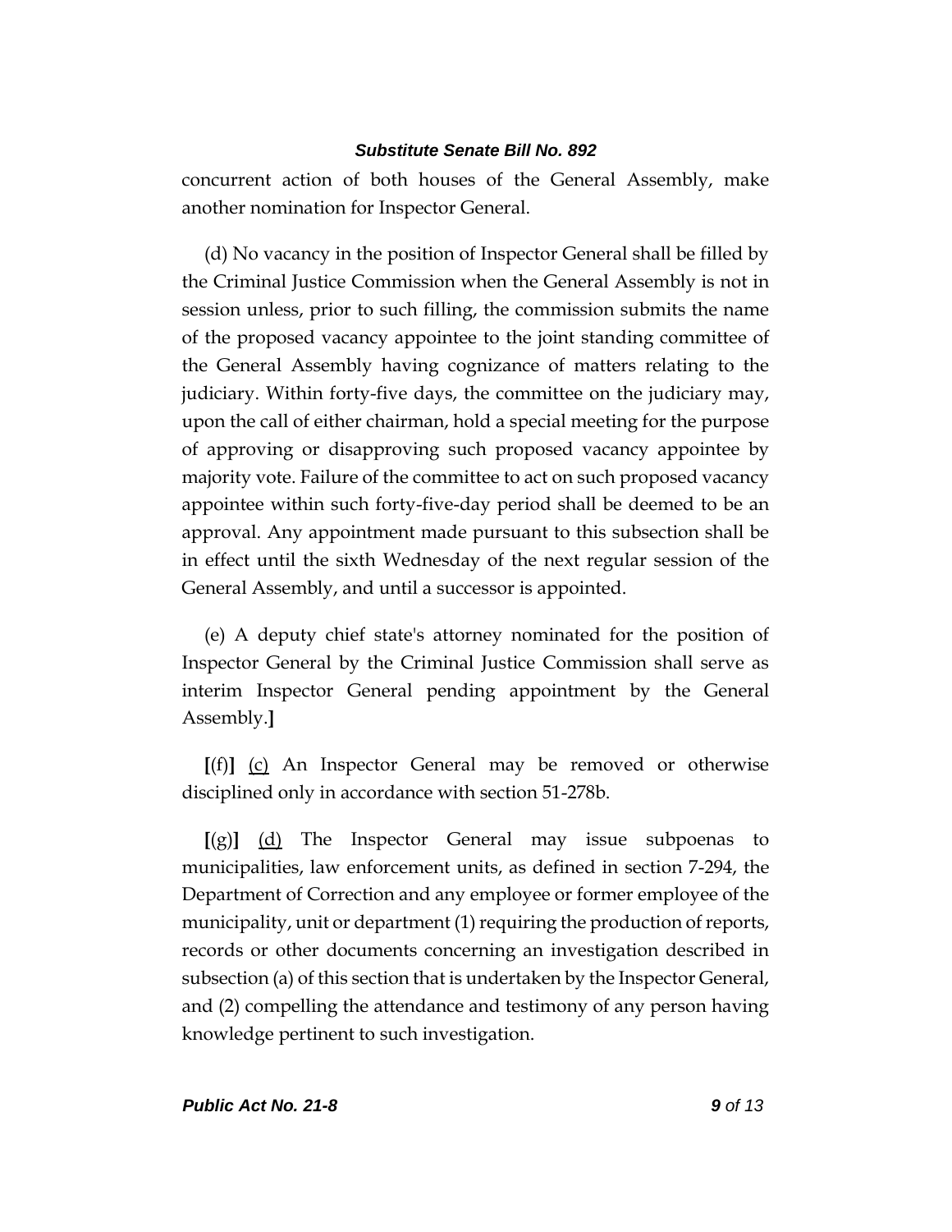concurrent action of both houses of the General Assembly, make another nomination for Inspector General.

(d) No vacancy in the position of Inspector General shall be filled by the Criminal Justice Commission when the General Assembly is not in session unless, prior to such filling, the commission submits the name of the proposed vacancy appointee to the joint standing committee of the General Assembly having cognizance of matters relating to the judiciary. Within forty-five days, the committee on the judiciary may, upon the call of either chairman, hold a special meeting for the purpose of approving or disapproving such proposed vacancy appointee by majority vote. Failure of the committee to act on such proposed vacancy appointee within such forty-five-day period shall be deemed to be an approval. Any appointment made pursuant to this subsection shall be in effect until the sixth Wednesday of the next regular session of the General Assembly, and until a successor is appointed.

(e) A deputy chief state's attorney nominated for the position of Inspector General by the Criminal Justice Commission shall serve as interim Inspector General pending appointment by the General Assembly.**]**

**[**(f)**]** <u>(c)</u> An Inspector General may be removed or otherwise disciplined only in accordance with section 51-278b.

**[**(g)**]** <u>(d)</u> The Inspector General may issue subpoenas to municipalities, law enforcement units, as defined in section 7-294, the Department of Correction and any employee or former employee of the municipality, unit or department (1) requiring the production of reports, records or other documents concerning an investigation described in subsection (a) of this section that is undertaken by the Inspector General, and (2) compelling the attendance and testimony of any person having knowledge pertinent to such investigation.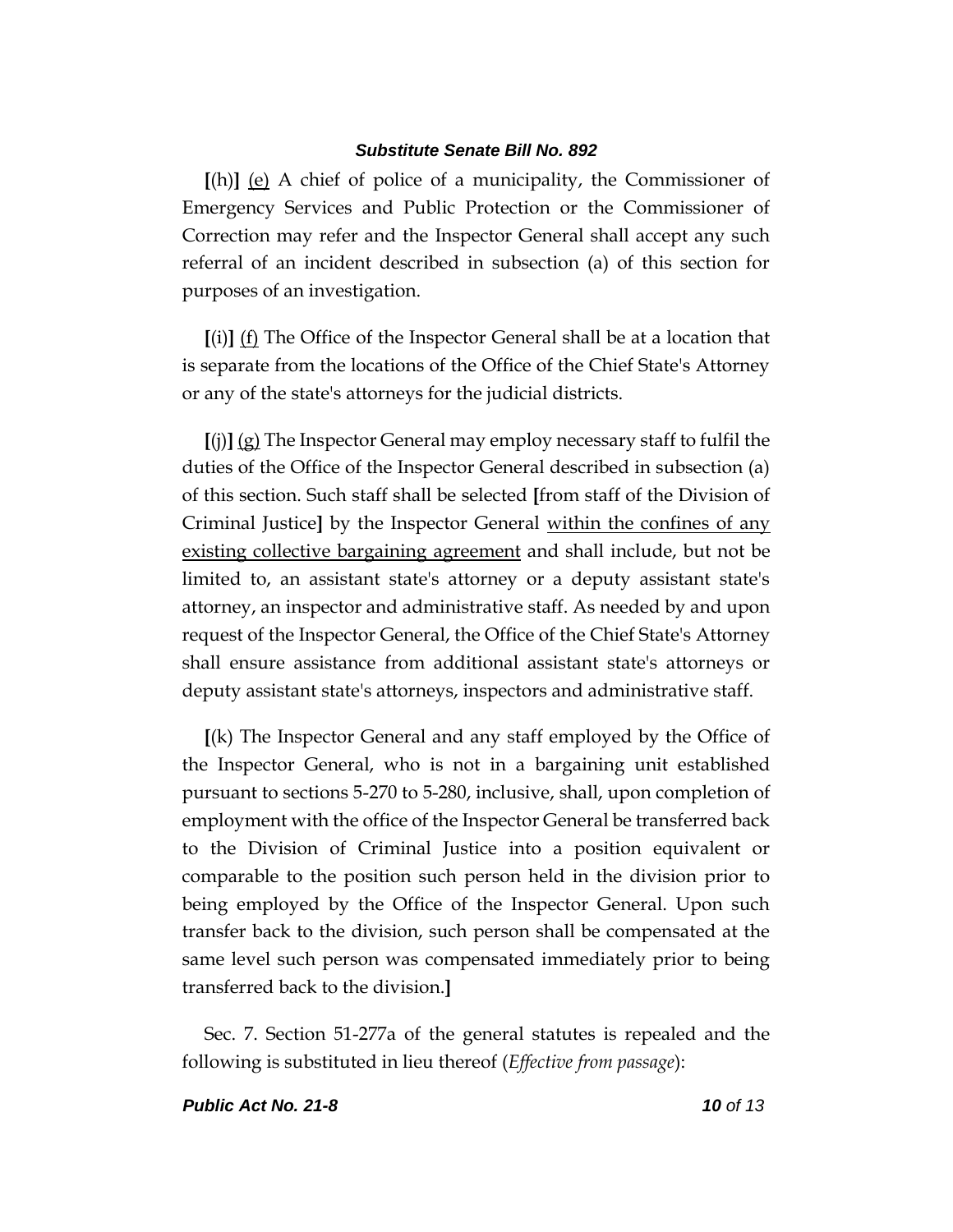[(h)] (e) A chief of police of a municipality, the Commissioner of Emergency Services and Public Protection or the Commissioner of Correction may refer and the Inspector General shall accept any such referral of an incident described in subsection (a) of this section for purposes of an investigation.

[(i)] (f) The Office of the Inspector General shall be at a location that is separate from the locations of the Office of the Chief State's Attorney or any of the state's attorneys for the judicial districts.

[(j)] (g) The Inspector General may employ necessary staff to fulfil the duties of the Office of the Inspector General described in subsection (a) of this section. Such staff shall be selected [from staff of the Division of Criminal Justice] by the Inspector General within the confines of any existing collective bargaining agreement and shall include, but not be limited to, an assistant state's attorney or a deputy assistant state's attorney, an inspector and administrative staff. As needed by and upon request of the Inspector General, the Office of the Chief State's Attorney shall ensure assistance from additional assistant state's attorneys or deputy assistant state's attorneys, inspectors and administrative staff.

[(k) The Inspector General and any staff employed by the Office of the Inspector General, who is not in a bargaining unit established pursuant to sections 5-270 to 5-280, inclusive, shall, upon completion of employment with the office of the Inspector General be transferred back to the Division of Criminal Justice into a position equivalent or comparable to the position such person held in the division prior to being employed by the Office of the Inspector General. Upon such transfer back to the division, such person shall be compensated at the same level such person was compensated immediately prior to being transferred back to the division.]

Sec. 7. Section 51-277a of the general statutes is repealed and the following is substituted in lieu thereof (*Effective from passage*):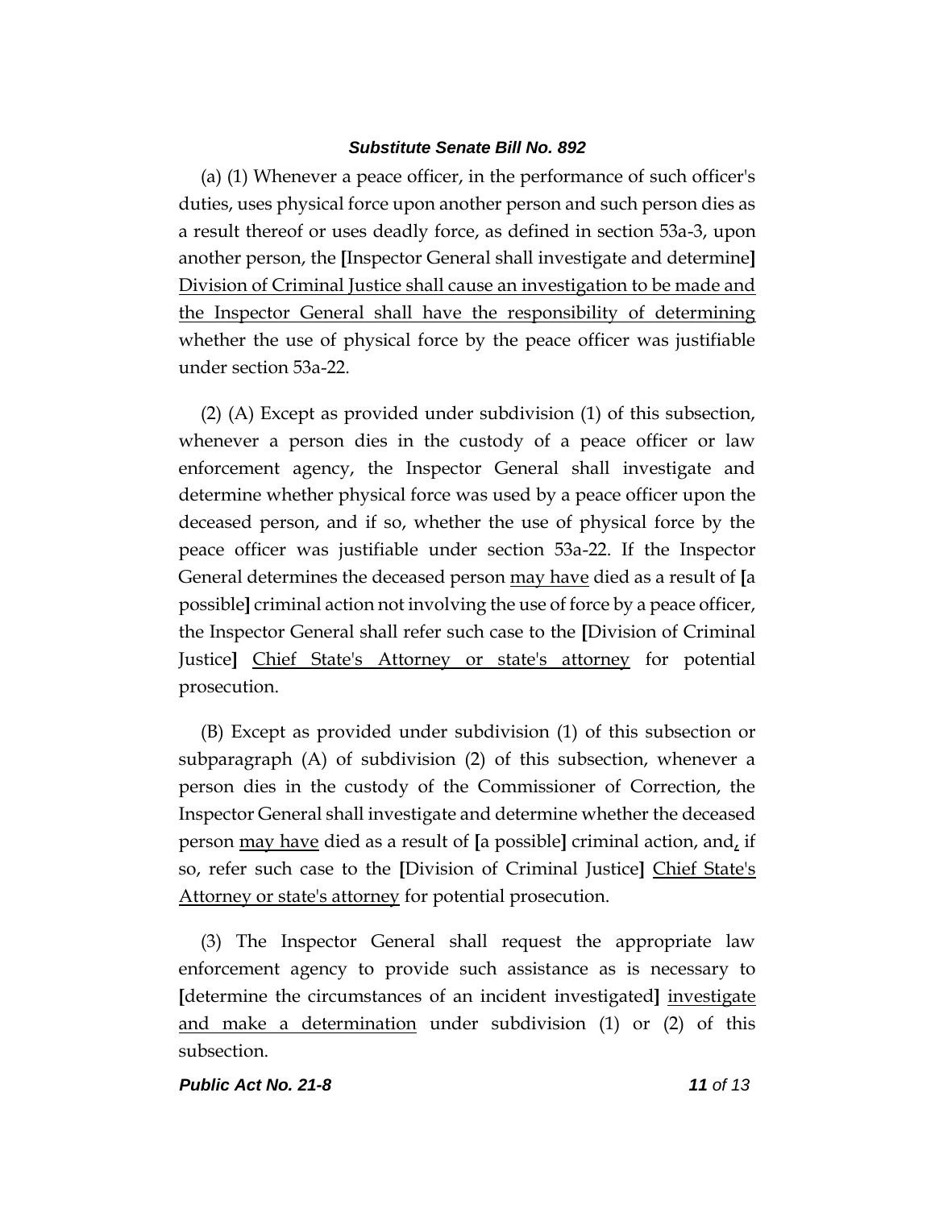(a) (1) Whenever a peace officer, in the performance of such officer's duties, uses physical force upon another person and such person dies as a result thereof or uses deadly force, as defined in section 53a-3, upon another person, the **[**Inspector General shall investigate and determine**]** Division of Criminal Justice shall cause an investigation to be made and the Inspector General shall have the responsibility of determining whether the use of physical force by the peace officer was justifiable under section 53a-22.

(2) (A) Except as provided under subdivision (1) of this subsection, whenever a person dies in the custody of a peace officer or law enforcement agency, the Inspector General shall investigate and determine whether physical force was used by a peace officer upon the deceased person, and if so, whether the use of physical force by the peace officer was justifiable under section 53a-22. If the Inspector General determines the deceased person may have died as a result of **[**a possible**]** criminal action not involving the use of force by a peace officer, the Inspector General shall refer such case to the **[**Division of Criminal Justice**]** Chief State's Attorney or state's attorney for potential prosecution.

(B) Except as provided under subdivision (1) of this subsection or subparagraph (A) of subdivision (2) of this subsection, whenever a person dies in the custody of the Commissioner of Correction, the Inspector General shall investigate and determine whether the deceased person may have died as a result of **[**a possible**]** criminal action, and, if so, refer such case to the **[**Division of Criminal Justice**]** Chief State's Attorney or state's attorney for potential prosecution.

(3) The Inspector General shall request the appropriate law enforcement agency to provide such assistance as is necessary to **[**determine the circumstances of an incident investigated**]** investigate and make a determination under subdivision (1) or (2) of this subsection.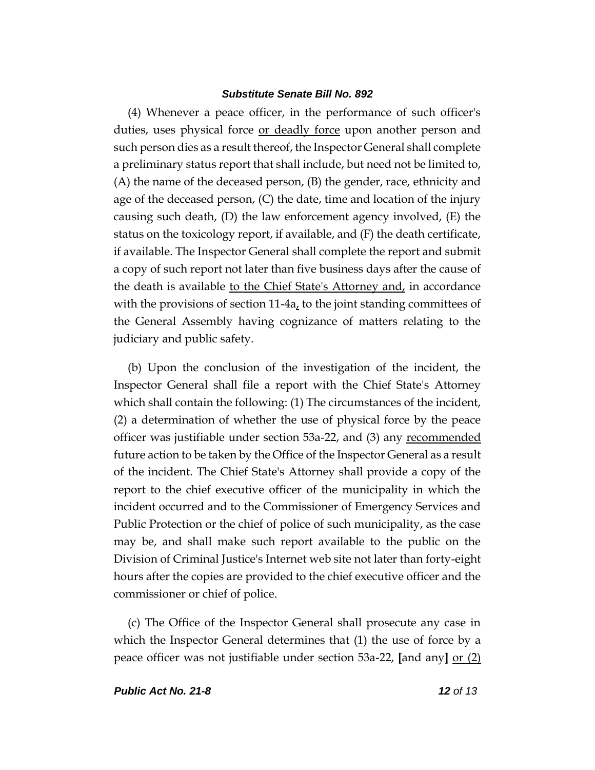(4) Whenever a peace officer, in the performance of such officer's duties, uses physical force <u>or deadly force</u> upon another person and such person dies as a result thereof, the Inspector General shall complete a preliminary status report that shall include, but need not be limited to, (A) the name of the deceased person, (B) the gender, race, ethnicity and age of the deceased person, (C) the date, time and location of the injury causing such death, (D) the law enforcement agency involved, (E) the status on the toxicology report, if available, and (F) the death certificate, if available. The Inspector General shall complete the report and submit a copy of such report not later than five business days after the cause of the death is available <u>to the Chief State's Attorney and,</u> in accordance with the provisions of section 11-4a<u>,</u> to the joint standing committees of the General Assembly having cognizance of matters relating to the judiciary and public safety.

(b) Upon the conclusion of the investigation of the incident, the Inspector General shall file a report with the Chief State's Attorney which shall contain the following: (1) The circumstances of the incident, (2) a determination of whether the use of physical force by the peace officer was justifiable under section 53a-22, and (3) any <u>recommended</u> future action to be taken by the Office of the Inspector General as a result of the incident. The Chief State's Attorney shall provide a copy of the report to the chief executive officer of the municipality in which the incident occurred and to the Commissioner of Emergency Services and Public Protection or the chief of police of such municipality, as the case may be, and shall make such report available to the public on the Division of Criminal Justice's Internet web site not later than forty-eight hours after the copies are provided to the chief executive officer and the commissioner or chief of police.

(c) The Office of the Inspector General shall prosecute any case in which the Inspector General determines that <u>(1)</u> the use of force by a peace officer was not justifiable under section 53a-22, **[**and any**]** <u>or (2)</u>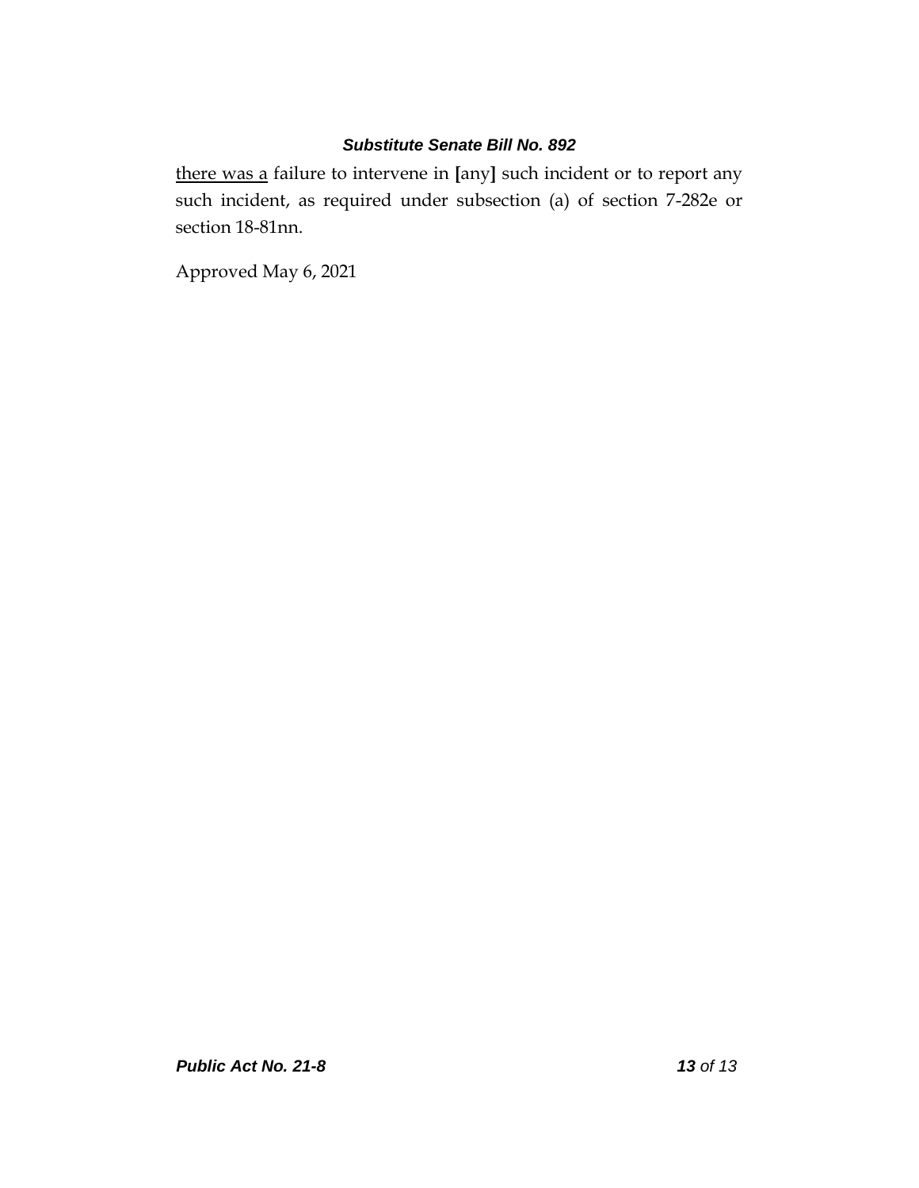<u>there was a</u> failure to intervene in **[**any**]** such incident or to report any such incident, as required under subsection (a) of section 7-282e or section 18-81nn.

Approved May 6, 2021